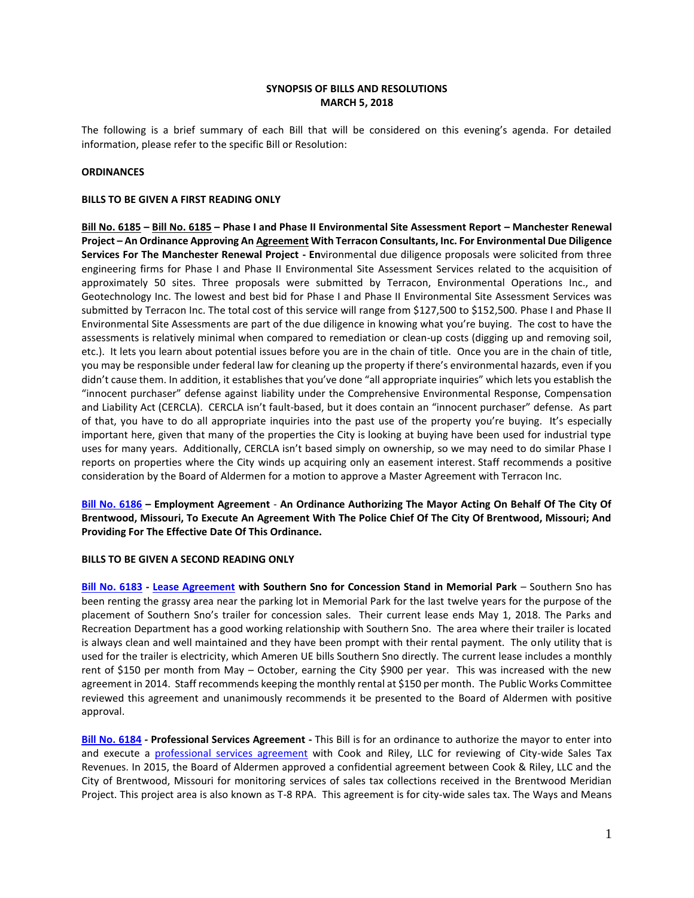**SYNOPSIS OF BILLS AND RESOLUTIONS**
**MARCH 5, 2018**

The following is a brief summary of each Bill that will be considered on this evening's agenda. For detailed information, please refer to the specific Bill or Resolution:

**ORDINANCES**

**BILLS TO BE GIVEN A FIRST READING ONLY**

**Bill No. 6185 – Bill No. 6185 – Phase I and Phase II Environmental Site Assessment Report – Manchester Renewal Project – An Ordinance Approving An Agreement With Terracon Consultants, Inc. For Environmental Due Diligence Services For The Manchester Renewal Project - En**vironmental due diligence proposals were solicited from three engineering firms for Phase I and Phase II Environmental Site Assessment Services related to the acquisition of approximately 50 sites. Three proposals were submitted by Terracon, Environmental Operations Inc., and Geotechnology Inc. The lowest and best bid for Phase I and Phase II Environmental Site Assessment Services was submitted by Terracon Inc. The total cost of this service will range from $127,500 to $152,500. Phase I and Phase II Environmental Site Assessments are part of the due diligence in knowing what you're buying. The cost to have the assessments is relatively minimal when compared to remediation or clean-up costs (digging up and removing soil, etc.). It lets you learn about potential issues before you are in the chain of title. Once you are in the chain of title, you may be responsible under federal law for cleaning up the property if there's environmental hazards, even if you didn't cause them. In addition, it establishes that you've done "all appropriate inquiries" which lets you establish the "innocent purchaser" defense against liability under the Comprehensive Environmental Response, Compensation and Liability Act (CERCLA). CERCLA isn't fault-based, but it does contain an "innocent purchaser" defense. As part of that, you have to do all appropriate inquiries into the past use of the property you're buying. It's especially important here, given that many of the properties the City is looking at buying have been used for industrial type uses for many years. Additionally, CERCLA isn't based simply on ownership, so we may need to do similar Phase I reports on properties where the City winds up acquiring only an easement interest. Staff recommends a positive consideration by the Board of Aldermen for a motion to approve a Master Agreement with Terracon Inc.

**Bill No. 6186 – Employment Agreement - An Ordinance Authorizing The Mayor Acting On Behalf Of The City Of Brentwood, Missouri, To Execute An Agreement With The Police Chief Of The City Of Brentwood, Missouri; And Providing For The Effective Date Of This Ordinance.**

**BILLS TO BE GIVEN A SECOND READING ONLY**

**Bill No. 6183 - Lease Agreement with Southern Sno for Concession Stand in Memorial Park** – Southern Sno has been renting the grassy area near the parking lot in Memorial Park for the last twelve years for the purpose of the placement of Southern Sno's trailer for concession sales. Their current lease ends May 1, 2018. The Parks and Recreation Department has a good working relationship with Southern Sno. The area where their trailer is located is always clean and well maintained and they have been prompt with their rental payment. The only utility that is used for the trailer is electricity, which Ameren UE bills Southern Sno directly. The current lease includes a monthly rent of $150 per month from May – October, earning the City $900 per year. This was increased with the new agreement in 2014. Staff recommends keeping the monthly rental at $150 per month. The Public Works Committee reviewed this agreement and unanimously recommends it be presented to the Board of Aldermen with positive approval.

**Bill No. 6184 - Professional Services Agreement -** This Bill is for an ordinance to authorize the mayor to enter into and execute a professional services agreement with Cook and Riley, LLC for reviewing of City-wide Sales Tax Revenues. In 2015, the Board of Aldermen approved a confidential agreement between Cook & Riley, LLC and the City of Brentwood, Missouri for monitoring services of sales tax collections received in the Brentwood Meridian Project. This project area is also known as T-8 RPA. This agreement is for city-wide sales tax. The Ways and Means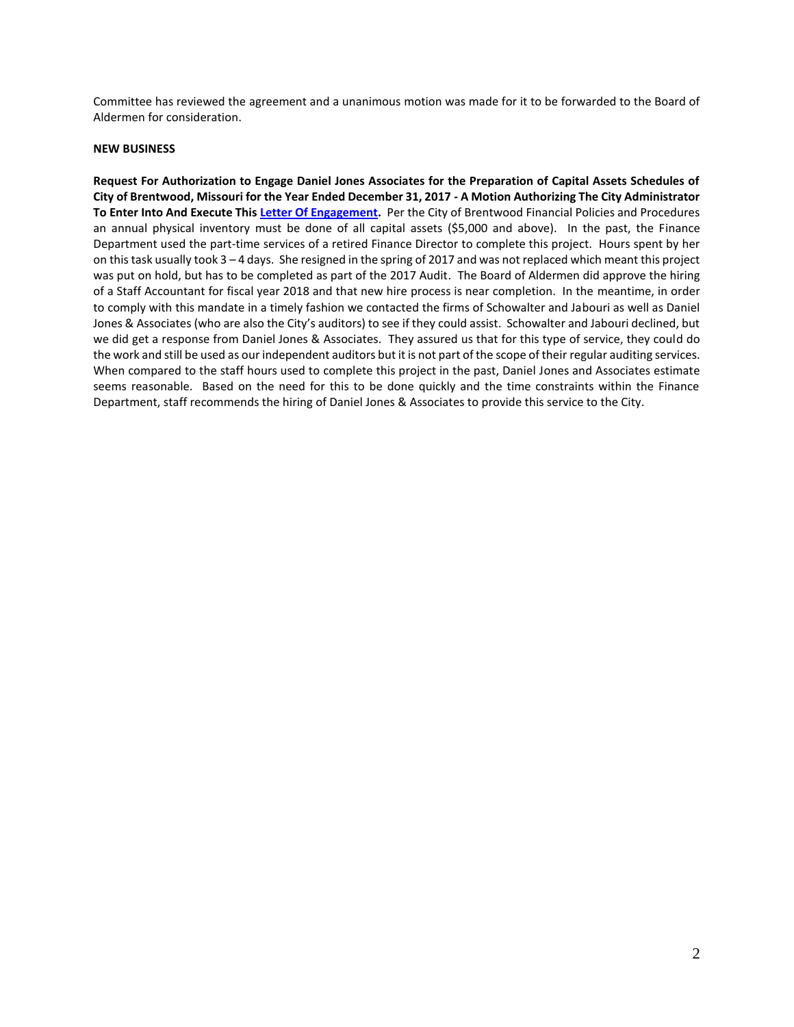Committee has reviewed the agreement and a unanimous motion was made for it to be forwarded to the Board of Aldermen for consideration.

**NEW BUSINESS**

**Request For Authorization to Engage Daniel Jones Associates for the Preparation of Capital Assets Schedules of City of Brentwood, Missouri for the Year Ended December 31, 2017 - A Motion Authorizing The City Administrator To Enter Into And Execute This Letter Of Engagement.** Per the City of Brentwood Financial Policies and Procedures an annual physical inventory must be done of all capital assets ($5,000 and above). In the past, the Finance Department used the part-time services of a retired Finance Director to complete this project. Hours spent by her on this task usually took 3 – 4 days. She resigned in the spring of 2017 and was not replaced which meant this project was put on hold, but has to be completed as part of the 2017 Audit. The Board of Aldermen did approve the hiring of a Staff Accountant for fiscal year 2018 and that new hire process is near completion. In the meantime, in order to comply with this mandate in a timely fashion we contacted the firms of Schowalter and Jabouri as well as Daniel Jones & Associates (who are also the City's auditors) to see if they could assist. Schowalter and Jabouri declined, but we did get a response from Daniel Jones & Associates. They assured us that for this type of service, they could do the work and still be used as our independent auditors but it is not part of the scope of their regular auditing services. When compared to the staff hours used to complete this project in the past, Daniel Jones and Associates estimate seems reasonable. Based on the need for this to be done quickly and the time constraints within the Finance Department, staff recommends the hiring of Daniel Jones & Associates to provide this service to the City.